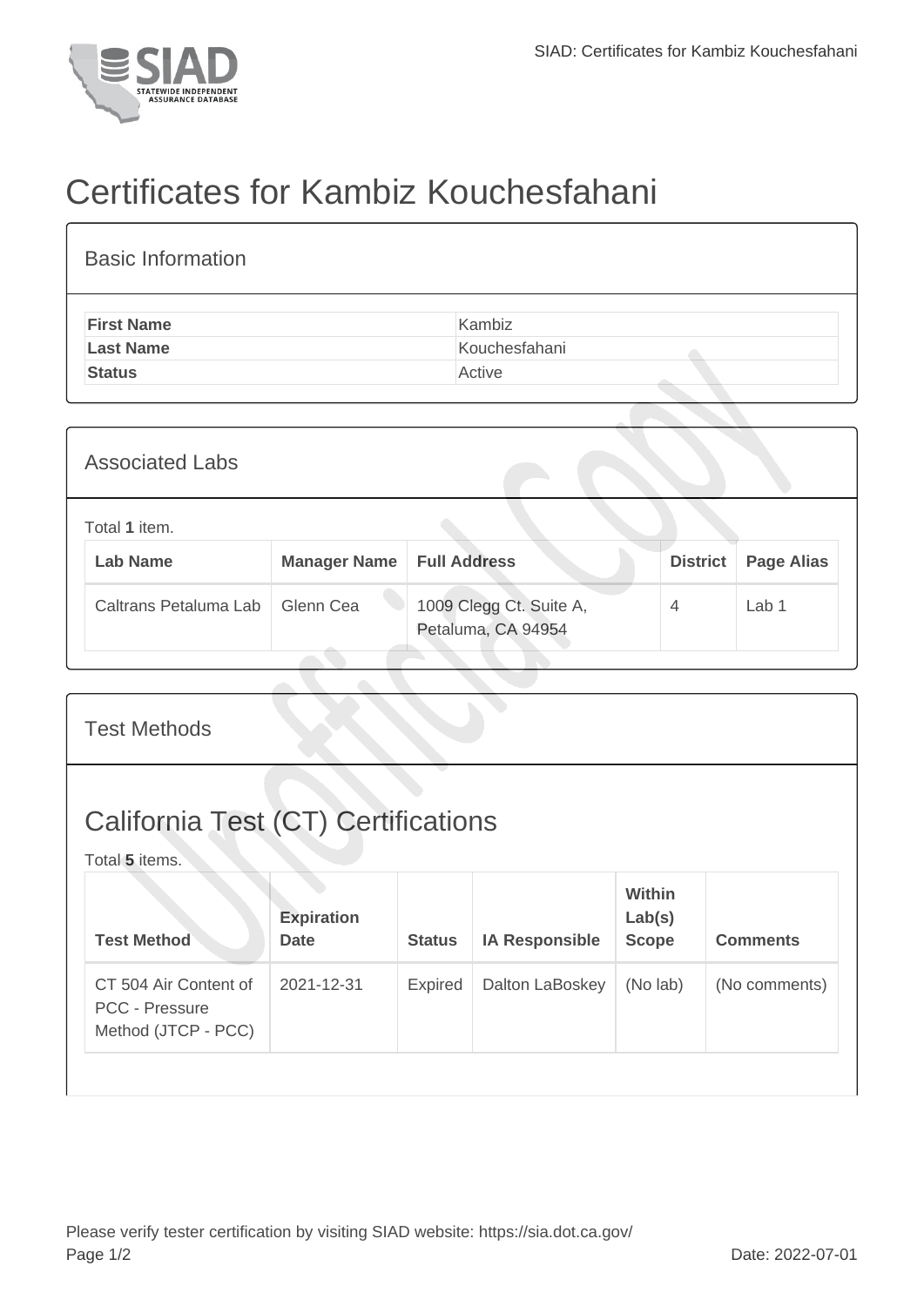# Certificates for Kambiz Kouchesfahani

## Basic Information

| | |
|---|---|
| **First Name** | Kambiz |
| **Last Name** | Kouchesfahani |
| **Status** | Active |

## Associated Labs

Total **1** item.

| Lab Name | Manager Name | Full Address | District | Page Alias |
|---|---|---|---|---|
| Caltrans Petaluma Lab | Glenn Cea | 1009 Clegg Ct. Suite A, Petaluma, CA 94954 | 4 | Lab 1 |

## Test Methods

## California Test (CT) Certifications

Total **5** items.

| Test Method | Expiration Date | Status | IA Responsible | Within Lab(s) Scope | Comments |
|---|---|---|---|---|---|
| CT 504 Air Content of PCC - Pressure Method (JTCP - PCC) | 2021-12-31 | Expired | Dalton LaBoskey | (No lab) | (No comments) |

Please verify tester certification by visiting SIAD website: https://sia.dot.ca.gov/

Date: 2022-07-01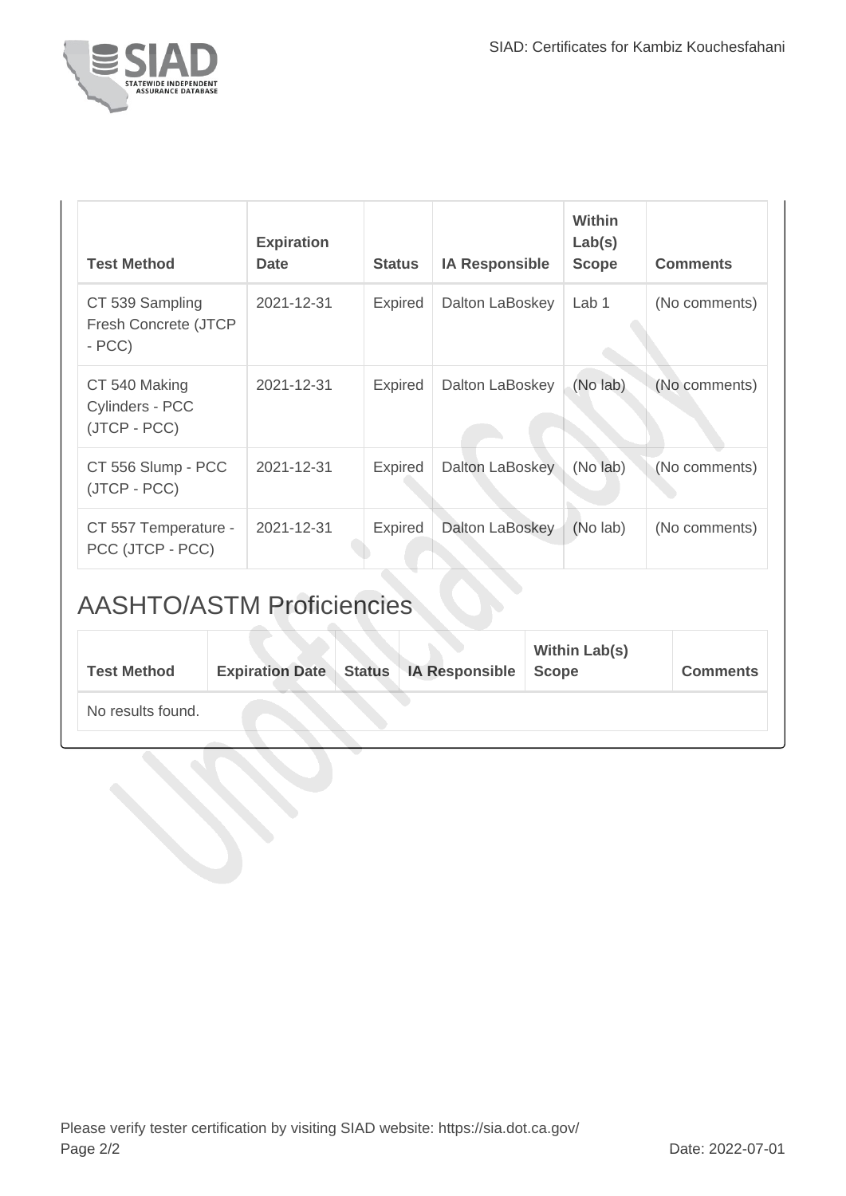| Test Method | Expiration Date | Status | IA Responsible | Within Lab(s) Scope | Comments |
|---|---|---|---|---|---|
| CT 539 Sampling Fresh Concrete (JTCP - PCC) | 2021-12-31 | Expired | Dalton LaBoskey | Lab 1 | (No comments) |
| CT 540 Making Cylinders - PCC (JTCP - PCC) | 2021-12-31 | Expired | Dalton LaBoskey | (No lab) | (No comments) |
| CT 556 Slump - PCC (JTCP - PCC) | 2021-12-31 | Expired | Dalton LaBoskey | (No lab) | (No comments) |
| CT 557 Temperature - PCC (JTCP - PCC) | 2021-12-31 | Expired | Dalton LaBoskey | (No lab) | (No comments) |

## AASHTO/ASTM Proficiencies

| Test Method | Expiration Date | Status | IA Responsible | Within Lab(s) Scope | Comments |
|---|---|---|---|---|---|
| No results found. | | | | | |

Please verify tester certification by visiting SIAD website: https://sia.dot.ca.gov/

Date: 2022-07-01